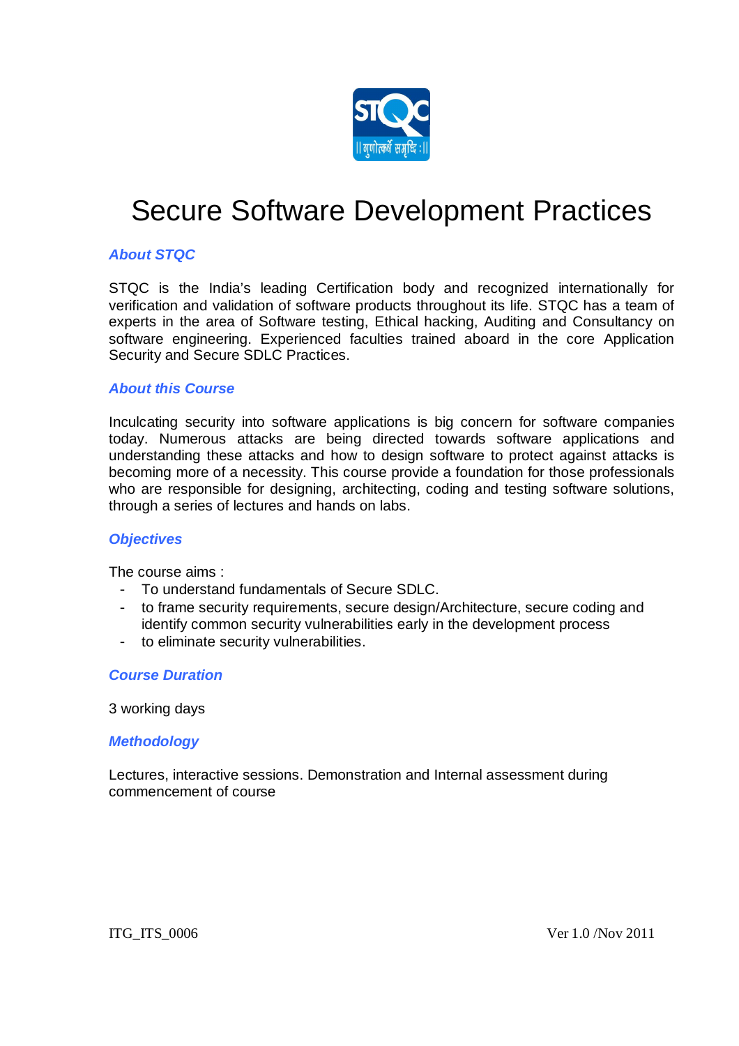# Secure Software Development Practices

## *About STQC*

STQC is the India's leading Certification body and recognized internationally for verification and validation of software products throughout its life. STQC has a team of experts in the area of Software testing, Ethical hacking, Auditing and Consultancy on software engineering. Experienced faculties trained aboard in the core Application Security and Secure SDLC Practices.

## *About this Course*

Inculcating security into software applications is big concern for software companies today. Numerous attacks are being directed towards software applications and understanding these attacks and how to design software to protect against attacks is becoming more of a necessity. This course provide a foundation for those professionals who are responsible for designing, architecting, coding and testing software solutions, through a series of lectures and hands on labs.

## *Objectives*

The course aims :

- To understand fundamentals of Secure SDLC.
- to frame security requirements, secure design/Architecture, secure coding and identify common security vulnerabilities early in the development process
- to eliminate security vulnerabilities.

## *Course Duration*

3 working days

## *Methodology*

Lectures, interactive sessions. Demonstration and Internal assessment during commencement of course

ITG_ITS_0006 Ver 1.0 /Nov 2011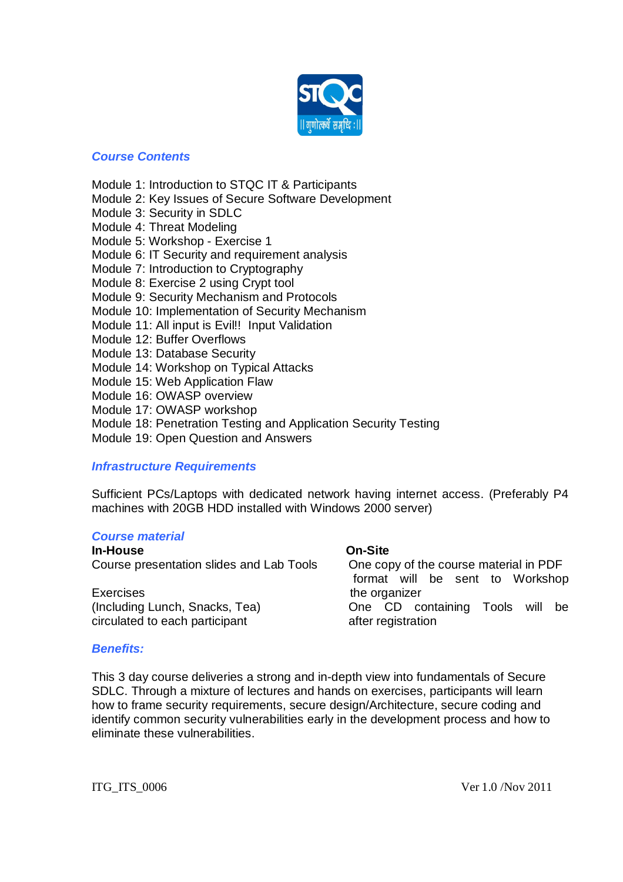## *Course Contents*

Module 1: Introduction to STQC IT & Participants
Module 2: Key Issues of Secure Software Development
Module 3: Security in SDLC
Module 4: Threat Modeling
Module 5: Workshop - Exercise 1
Module 6: IT Security and requirement analysis
Module 7: Introduction to Cryptography
Module 8: Exercise 2 using Crypt tool
Module 9: Security Mechanism and Protocols
Module 10: Implementation of Security Mechanism
Module 11: All input is Evil!! Input Validation
Module 12: Buffer Overflows
Module 13: Database Security
Module 14: Workshop on Typical Attacks
Module 15: Web Application Flaw
Module 16: OWASP overview
Module 17: OWASP workshop
Module 18: Penetration Testing and Application Security Testing
Module 19: Open Question and Answers

## *Infrastructure Requirements*

Sufficient PCs/Laptops with dedicated network having internet access. (Preferably P4 machines with 20GB HDD installed with Windows 2000 server)

## *Course material*

**In-House**

Course presentation slides and Lab Tools

Exercises
(Including Lunch, Snacks, Tea)
circulated to each participant

**On-Site**

One copy of the course material in PDF format will be sent to Workshop the organizer
One CD containing Tools will be after registration

## *Benefits:*

This 3 day course deliveries a strong and in-depth view into fundamentals of Secure SDLC. Through a mixture of lectures and hands on exercises, participants will learn how to frame security requirements, secure design/Architecture, secure coding and identify common security vulnerabilities early in the development process and how to eliminate these vulnerabilities.

ITG_ITS_0006 Ver 1.0 /Nov 2011